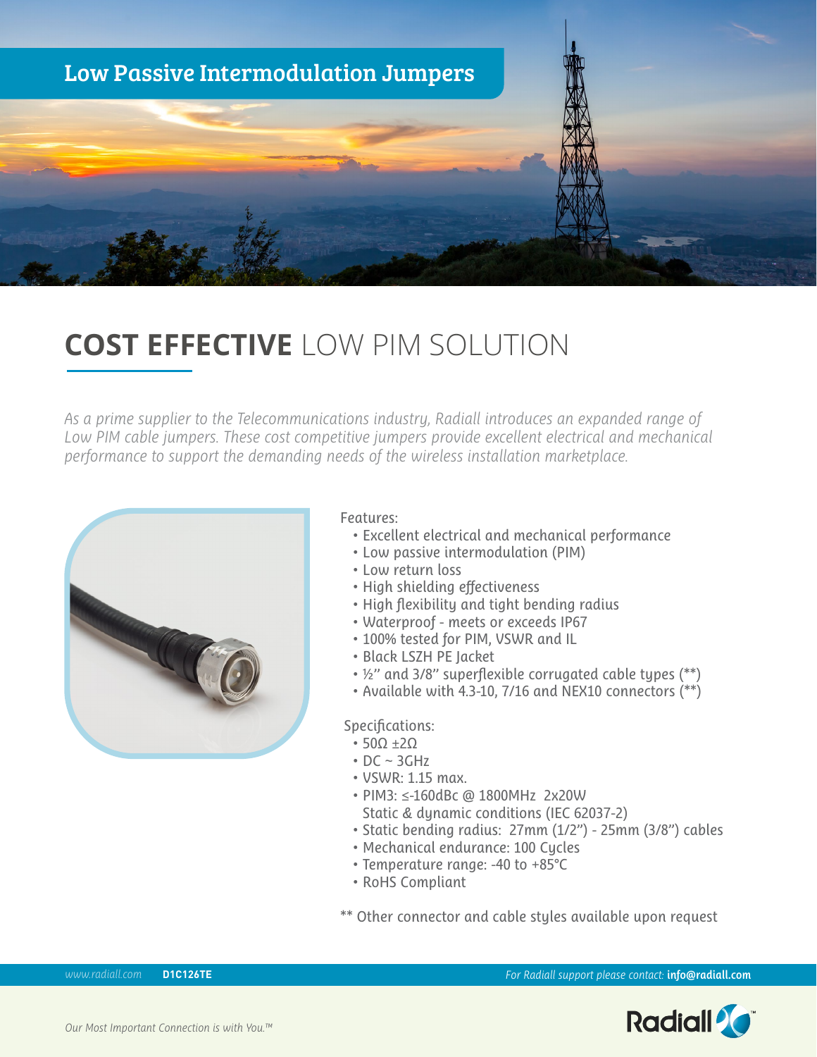# Low Passive Intermodulation Jumpers

## **COST EFFECTIVE** LOW PIM SOLUTION

*As a prime supplier to the Telecommunications industry, Radiall introduces an expanded range of Low PIM cable jumpers. These cost competitive jumpers provide excellent electrical and mechanical performance to support the demanding needs of the wireless installation marketplace.*

Features:

- Excellent electrical and mechanical performance
- Low passive intermodulation (PIM)
- Low return loss
- High shielding effectiveness
- High flexibility and tight bending radius
- Waterproof - meets or exceeds IP67
- 100% tested for PIM, VSWR and IL
- Black LSZH PE Jacket
- ½" and 3/8" superflexible corrugated cable types (**)
- Available with 4.3-10, 7/16 and NEX10 connectors (**)

Specifications:

- 50Ω ±2Ω
- DC ~ 3GHz
- VSWR: 1.15 max.
- PIM3: ≤-160dBc @ 1800MHz 2x20W
  Static & dynamic conditions (IEC 62037-2)
- Static bending radius: 27mm (1/2") - 25mm (3/8") cables
- Mechanical endurance: 100 Cycles
- Temperature range: -40 to +85°C
- RoHS Compliant

** Other connector and cable styles available upon request

*www.radiall.com* **D1C126TE** *For Radiall support please contact:* **info@radiall.com**

*Our Most Important Connection is with You.™*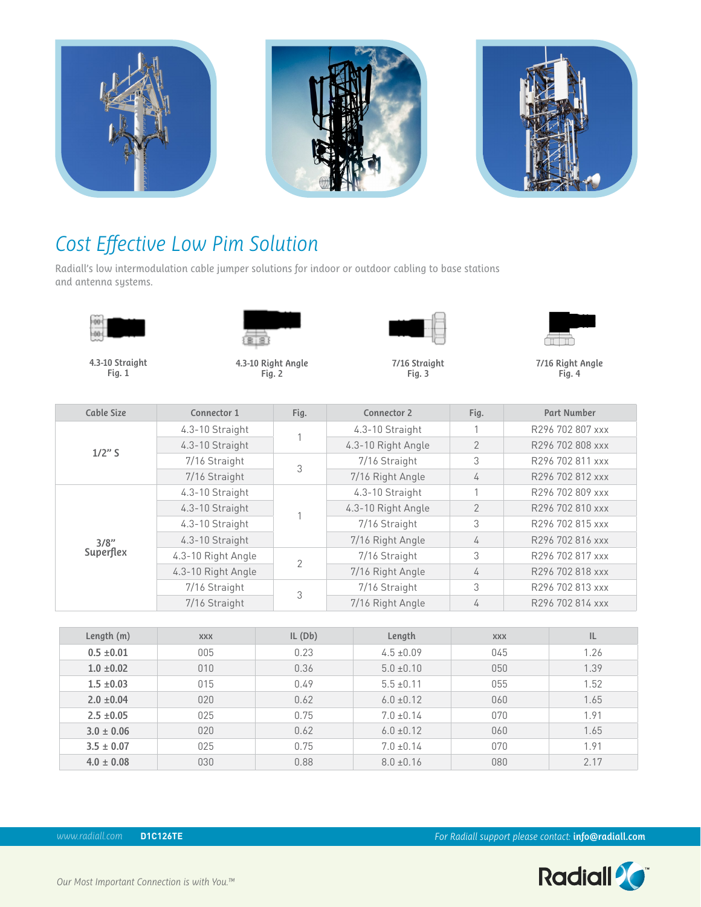## *Cost Effective Low Pim Solution*

Radiall's low intermodulation cable jumper solutions for indoor or outdoor cabling to base stations and antenna systems.

**4.3-10 Straight**
**Fig. 1**

**4.3-10 Right Angle**
**Fig. 2**

**7/16 Straight**
**Fig. 3**

**7/16 Right Angle**
**Fig. 4**

| Cable Size | Connector 1 | Fig. | Connector 2 | Fig. | Part Number |
|---|---|---|---|---|---|
| **1/2" S** | 4.3-10 Straight | 1 | 4.3-10 Straight | 1 | R296 702 807 xxx |
| | 4.3-10 Straight | | 4.3-10 Right Angle | 2 | R296 702 808 xxx |
| | 7/16 Straight | 3 | 7/16 Straight | 3 | R296 702 811 xxx |
| | 7/16 Straight | | 7/16 Right Angle | 4 | R296 702 812 xxx |
| **3/8" Superflex** | 4.3-10 Straight | 1 | 4.3-10 Straight | 1 | R296 702 809 xxx |
| | 4.3-10 Straight | | 4.3-10 Right Angle | 2 | R296 702 810 xxx |
| | 4.3-10 Straight | | 7/16 Straight | 3 | R296 702 815 xxx |
| | 4.3-10 Straight | | 7/16 Right Angle | 4 | R296 702 816 xxx |
| | 4.3-10 Right Angle | 2 | 7/16 Straight | 3 | R296 702 817 xxx |
| | 4.3-10 Right Angle | | 7/16 Right Angle | 4 | R296 702 818 xxx |
| | 7/16 Straight | 3 | 7/16 Straight | 3 | R296 702 813 xxx |
| | 7/16 Straight | | 7/16 Right Angle | 4 | R296 702 814 xxx |

| Length (m) | xxx | IL (Db) | Length | xxx | IL |
|---|---|---|---|---|---|
| **0.5** ±0.01 | 005 | 0.23 | 4.5 ±0.09 | 045 | 1.26 |
| **1.0** ±0.02 | 010 | 0.36 | 5.0 ±0.10 | 050 | 1.39 |
| **1.5** ±0.03 | 015 | 0.49 | 5.5 ±0.11 | 055 | 1.52 |
| **2.0** ±0.04 | 020 | 0.62 | 6.0 ±0.12 | 060 | 1.65 |
| **2.5** ±0.05 | 025 | 0.75 | 7.0 ±0.14 | 070 | 1.91 |
| **3.0** ± 0.06 | 020 | 0.62 | 6.0 ±0.12 | 060 | 1.65 |
| **3.5** ± 0.07 | 025 | 0.75 | 7.0 ±0.14 | 070 | 1.91 |
| **4.0** ± 0.08 | 030 | 0.88 | 8.0 ±0.16 | 080 | 2.17 |

*www.radiall.com* **D1C126TE** *For Radiall support please contact:* **info@radiall.com**

*Our Most Important Connection is with You.™*

Radiall